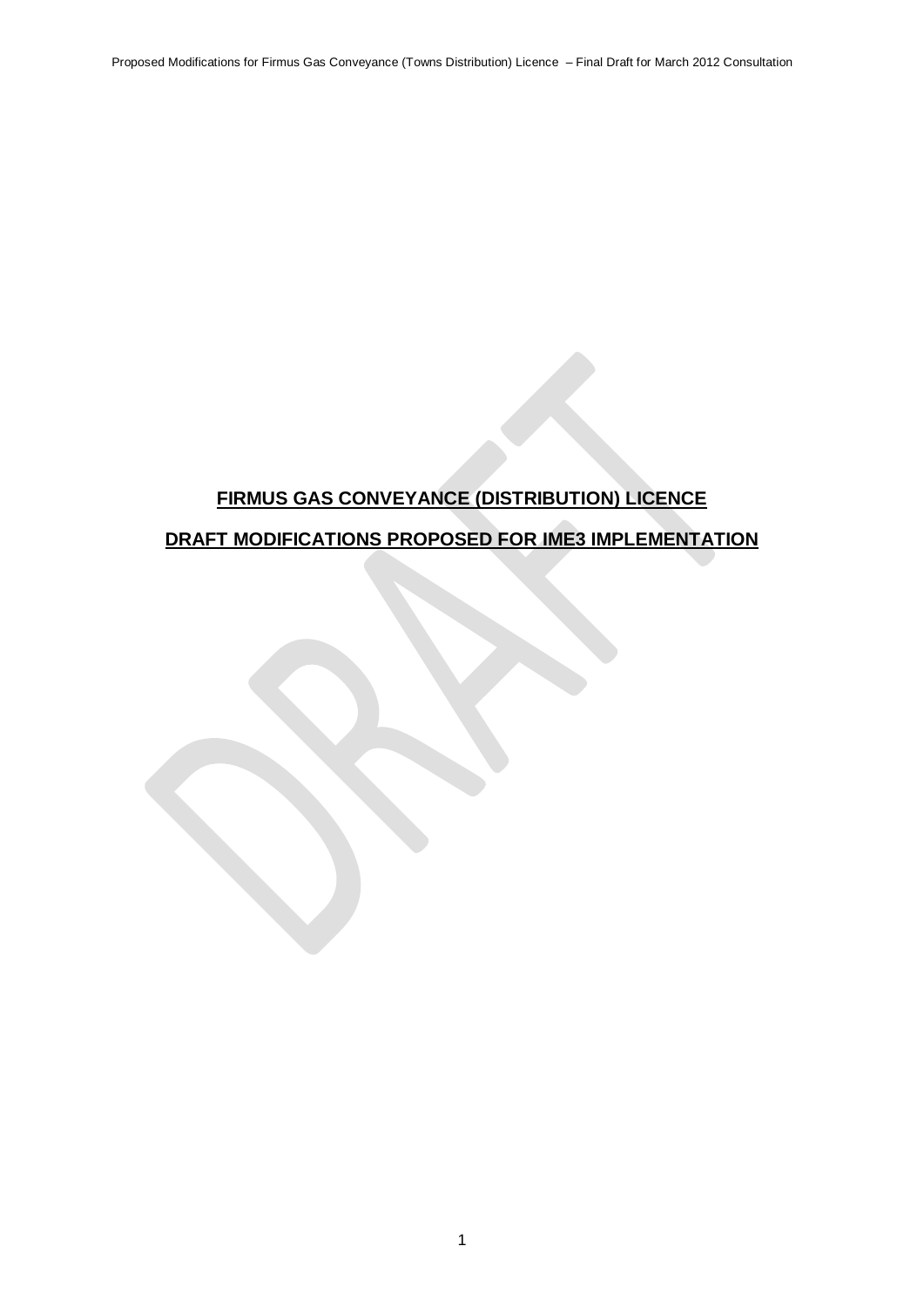# **FIRMUS GAS CONVEYANCE (DISTRIBUTION) LICENCE**

## **DRAFT MODIFICATIONS PROPOSED FOR IME3 IMPLEMENTATION**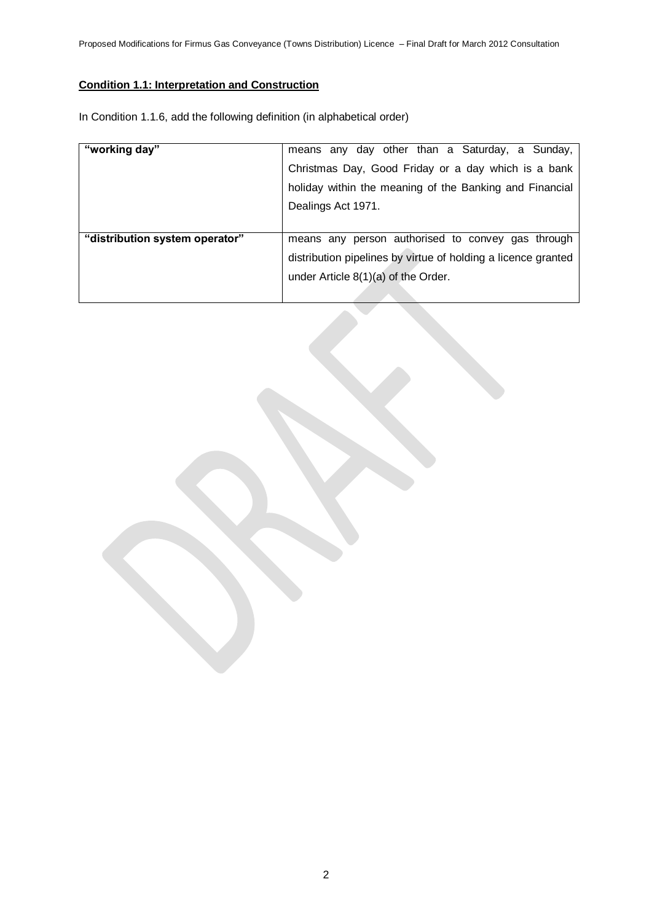**Condition 1.1: Interpretation and Construction**

In Condition 1.1.6, add the following definition (in alphabetical order)

| | |
|---|---|
| **"working day"** | means any day other than a Saturday, a Sunday, Christmas Day, Good Friday or a day which is a bank holiday within the meaning of the Banking and Financial Dealings Act 1971. |
| **"distribution system operator"** | means any person authorised to convey gas through distribution pipelines by virtue of holding a licence granted under Article 8(1)(a) of the Order. |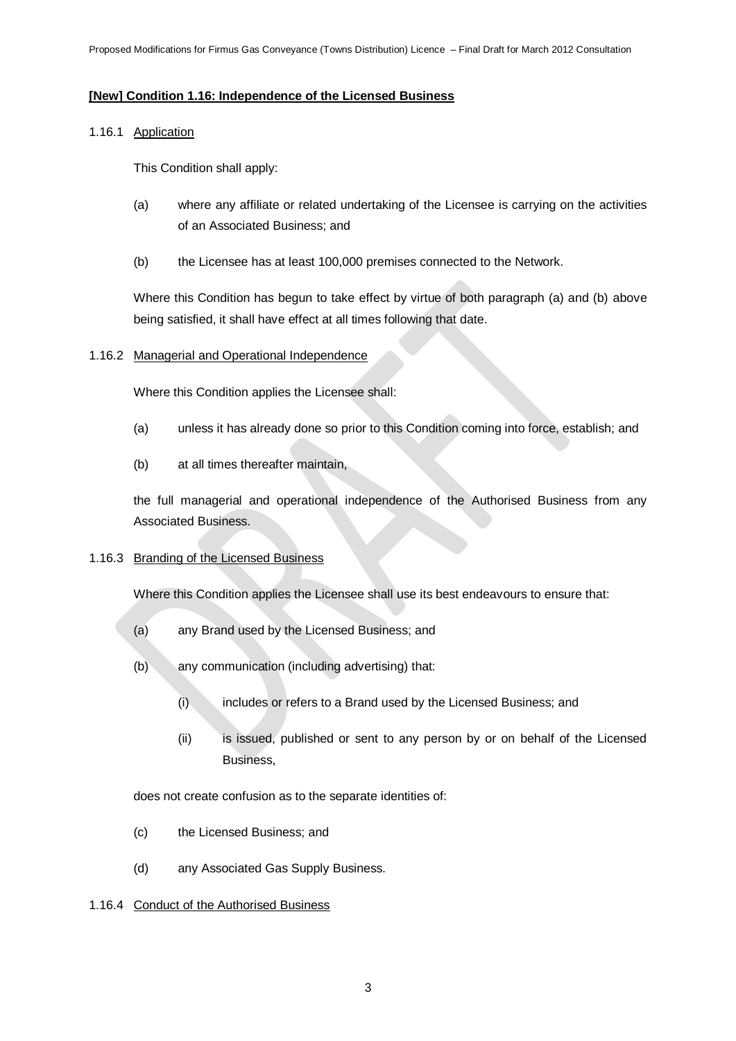**[New] Condition 1.16: Independence of the Licensed Business**

1.16.1 Application

This Condition shall apply:

(a) where any affiliate or related undertaking of the Licensee is carrying on the activities of an Associated Business; and

(b) the Licensee has at least 100,000 premises connected to the Network.

Where this Condition has begun to take effect by virtue of both paragraph (a) and (b) above being satisfied, it shall have effect at all times following that date.

1.16.2 Managerial and Operational Independence

Where this Condition applies the Licensee shall:

(a) unless it has already done so prior to this Condition coming into force, establish; and

(b) at all times thereafter maintain,

the full managerial and operational independence of the Authorised Business from any Associated Business.

1.16.3 Branding of the Licensed Business

Where this Condition applies the Licensee shall use its best endeavours to ensure that:

(a) any Brand used by the Licensed Business; and

(b) any communication (including advertising) that:

  (i) includes or refers to a Brand used by the Licensed Business; and

  (ii) is issued, published or sent to any person by or on behalf of the Licensed Business,

does not create confusion as to the separate identities of:

(c) the Licensed Business; and

(d) any Associated Gas Supply Business.

1.16.4 Conduct of the Authorised Business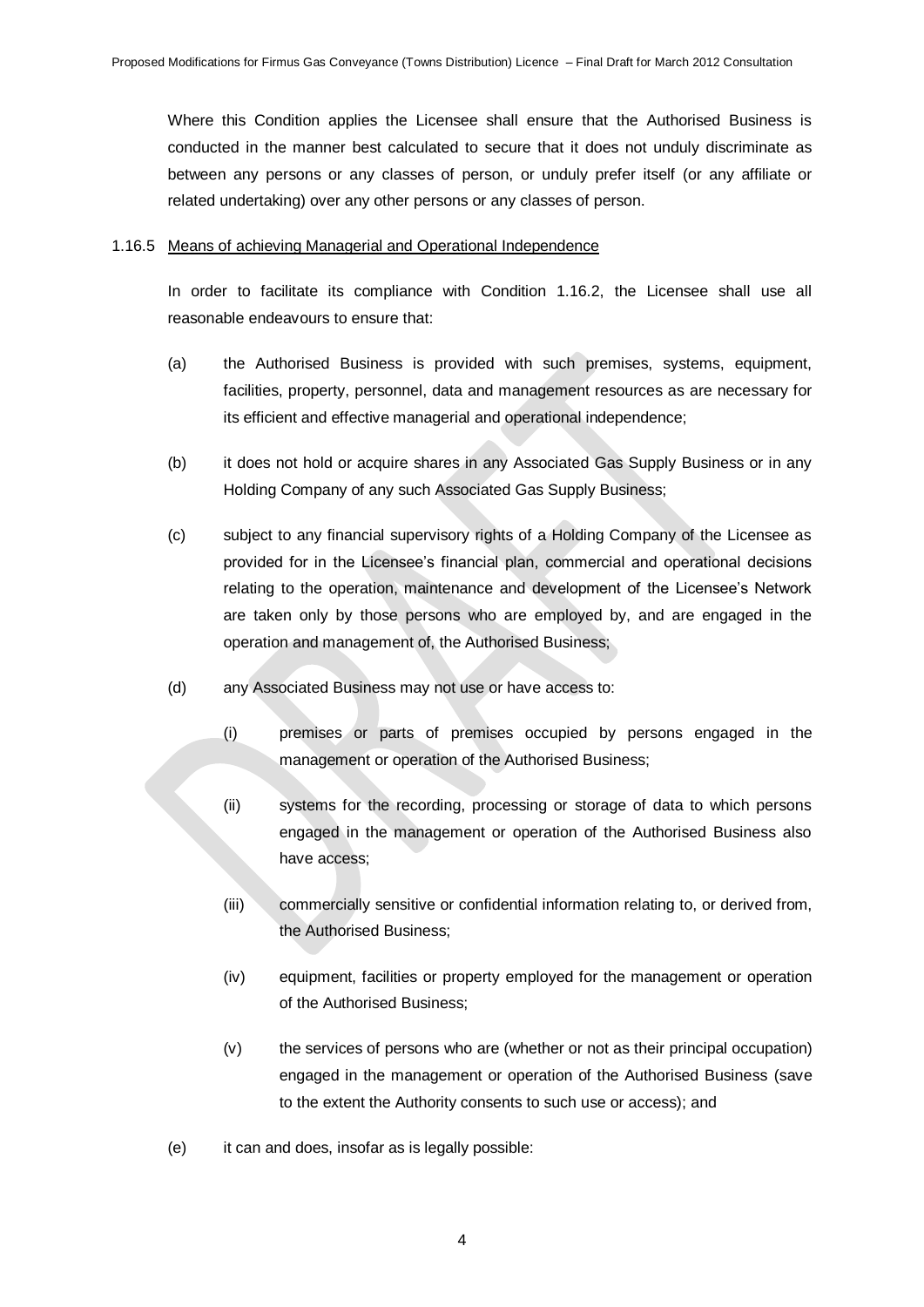Where this Condition applies the Licensee shall ensure that the Authorised Business is conducted in the manner best calculated to secure that it does not unduly discriminate as between any persons or any classes of person, or unduly prefer itself (or any affiliate or related undertaking) over any other persons or any classes of person.

1.16.5 Means of achieving Managerial and Operational Independence

In order to facilitate its compliance with Condition 1.16.2, the Licensee shall use all reasonable endeavours to ensure that:

(a) the Authorised Business is provided with such premises, systems, equipment, facilities, property, personnel, data and management resources as are necessary for its efficient and effective managerial and operational independence;

(b) it does not hold or acquire shares in any Associated Gas Supply Business or in any Holding Company of any such Associated Gas Supply Business;

(c) subject to any financial supervisory rights of a Holding Company of the Licensee as provided for in the Licensee's financial plan, commercial and operational decisions relating to the operation, maintenance and development of the Licensee's Network are taken only by those persons who are employed by, and are engaged in the operation and management of, the Authorised Business;

(d) any Associated Business may not use or have access to:

(i) premises or parts of premises occupied by persons engaged in the management or operation of the Authorised Business;

(ii) systems for the recording, processing or storage of data to which persons engaged in the management or operation of the Authorised Business also have access;

(iii) commercially sensitive or confidential information relating to, or derived from, the Authorised Business;

(iv) equipment, facilities or property employed for the management or operation of the Authorised Business;

(v) the services of persons who are (whether or not as their principal occupation) engaged in the management or operation of the Authorised Business (save to the extent the Authority consents to such use or access); and

(e) it can and does, insofar as is legally possible: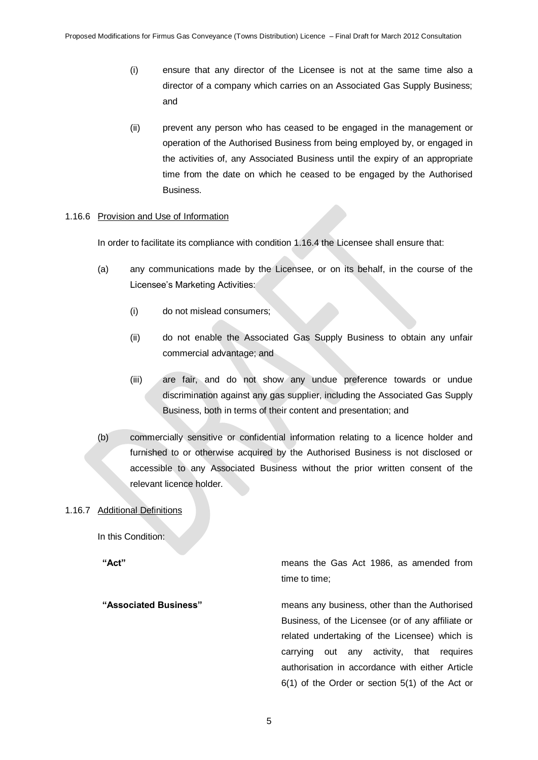(i) ensure that any director of the Licensee is not at the same time also a director of a company which carries on an Associated Gas Supply Business; and

(ii) prevent any person who has ceased to be engaged in the management or operation of the Authorised Business from being employed by, or engaged in the activities of, any Associated Business until the expiry of an appropriate time from the date on which he ceased to be engaged by the Authorised Business.

1.16.6 Provision and Use of Information

In order to facilitate its compliance with condition 1.16.4 the Licensee shall ensure that:

(a) any communications made by the Licensee, or on its behalf, in the course of the Licensee's Marketing Activities:

(i) do not mislead consumers;

(ii) do not enable the Associated Gas Supply Business to obtain any unfair commercial advantage; and

(iii) are fair, and do not show any undue preference towards or undue discrimination against any gas supplier, including the Associated Gas Supply Business, both in terms of their content and presentation; and

(b) commercially sensitive or confidential information relating to a licence holder and furnished to or otherwise acquired by the Authorised Business is not disclosed or accessible to any Associated Business without the prior written consent of the relevant licence holder.

1.16.7 Additional Definitions

In this Condition:

**"Act"** means the Gas Act 1986, as amended from time to time;

**"Associated Business"** means any business, other than the Authorised Business, of the Licensee (or of any affiliate or related undertaking of the Licensee) which is carrying out any activity, that requires authorisation in accordance with either Article 6(1) of the Order or section 5(1) of the Act or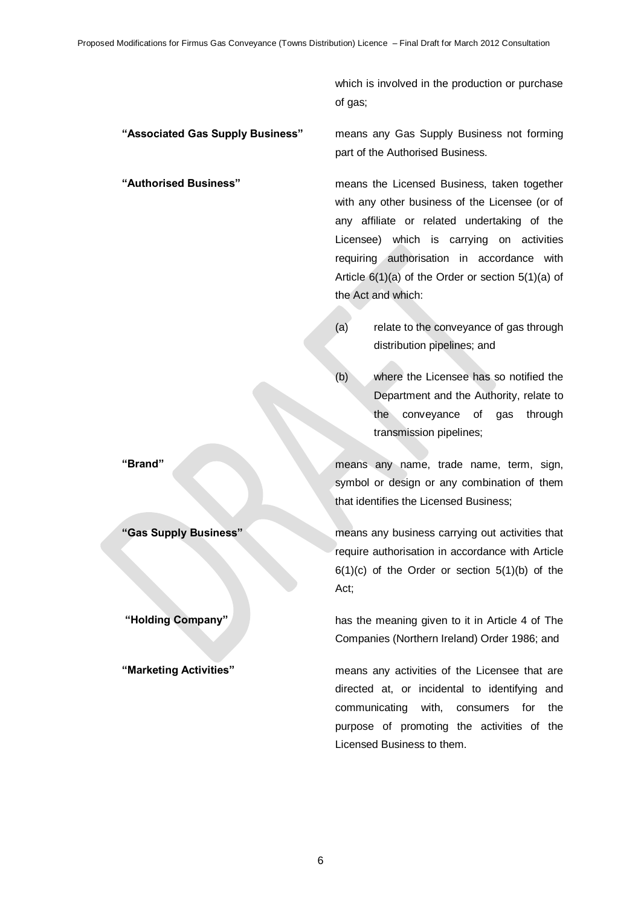which is involved in the production or purchase of gas;

**"Associated Gas Supply Business"** means any Gas Supply Business not forming part of the Authorised Business.

**"Authorised Business"** means the Licensed Business, taken together with any other business of the Licensee (or of any affiliate or related undertaking of the Licensee) which is carrying on activities requiring authorisation in accordance with Article 6(1)(a) of the Order or section 5(1)(a) of the Act and which:

(a) relate to the conveyance of gas through distribution pipelines; and

(b) where the Licensee has so notified the Department and the Authority, relate to the conveyance of gas through transmission pipelines;

**"Brand"** means any name, trade name, term, sign, symbol or design or any combination of them that identifies the Licensed Business;

**"Gas Supply Business"** means any business carrying out activities that require authorisation in accordance with Article 6(1)(c) of the Order or section 5(1)(b) of the Act;

**"Holding Company"** has the meaning given to it in Article 4 of The Companies (Northern Ireland) Order 1986; and

**"Marketing Activities"** means any activities of the Licensee that are directed at, or incidental to identifying and communicating with, consumers for the purpose of promoting the activities of the Licensed Business to them.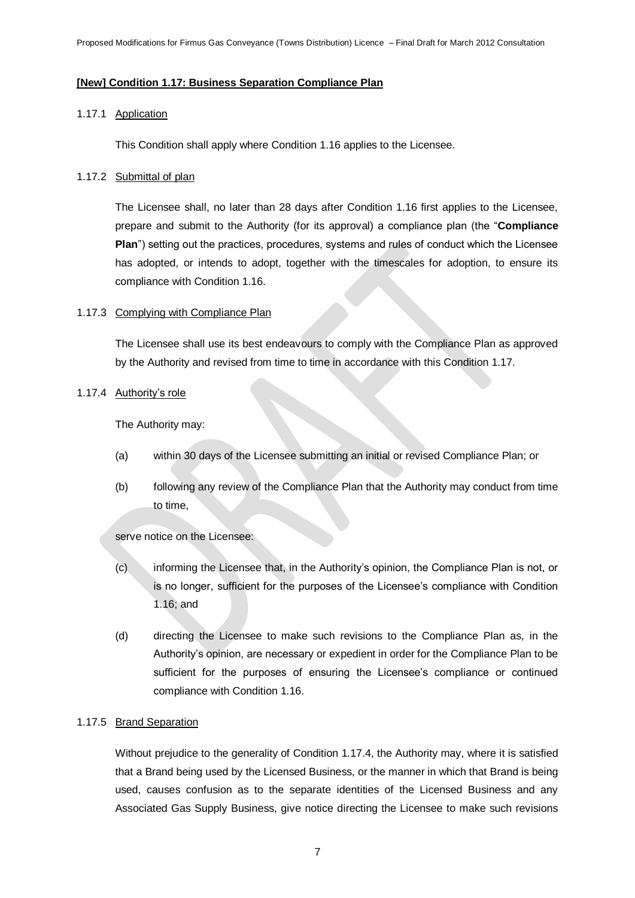**[New] Condition 1.17: Business Separation Compliance Plan**

1.17.1 Application

This Condition shall apply where Condition 1.16 applies to the Licensee.

1.17.2 Submittal of plan

The Licensee shall, no later than 28 days after Condition 1.16 first applies to the Licensee, prepare and submit to the Authority (for its approval) a compliance plan (the "**Compliance Plan**") setting out the practices, procedures, systems and rules of conduct which the Licensee has adopted, or intends to adopt, together with the timescales for adoption, to ensure its compliance with Condition 1.16.

1.17.3 Complying with Compliance Plan

The Licensee shall use its best endeavours to comply with the Compliance Plan as approved by the Authority and revised from time to time in accordance with this Condition 1.17.

1.17.4 Authority's role

The Authority may:

(a) within 30 days of the Licensee submitting an initial or revised Compliance Plan; or

(b) following any review of the Compliance Plan that the Authority may conduct from time to time,

serve notice on the Licensee:

(c) informing the Licensee that, in the Authority's opinion, the Compliance Plan is not, or is no longer, sufficient for the purposes of the Licensee's compliance with Condition 1.16; and

(d) directing the Licensee to make such revisions to the Compliance Plan as, in the Authority's opinion, are necessary or expedient in order for the Compliance Plan to be sufficient for the purposes of ensuring the Licensee's compliance or continued compliance with Condition 1.16.

1.17.5 Brand Separation

Without prejudice to the generality of Condition 1.17.4, the Authority may, where it is satisfied that a Brand being used by the Licensed Business, or the manner in which that Brand is being used, causes confusion as to the separate identities of the Licensed Business and any Associated Gas Supply Business, give notice directing the Licensee to make such revisions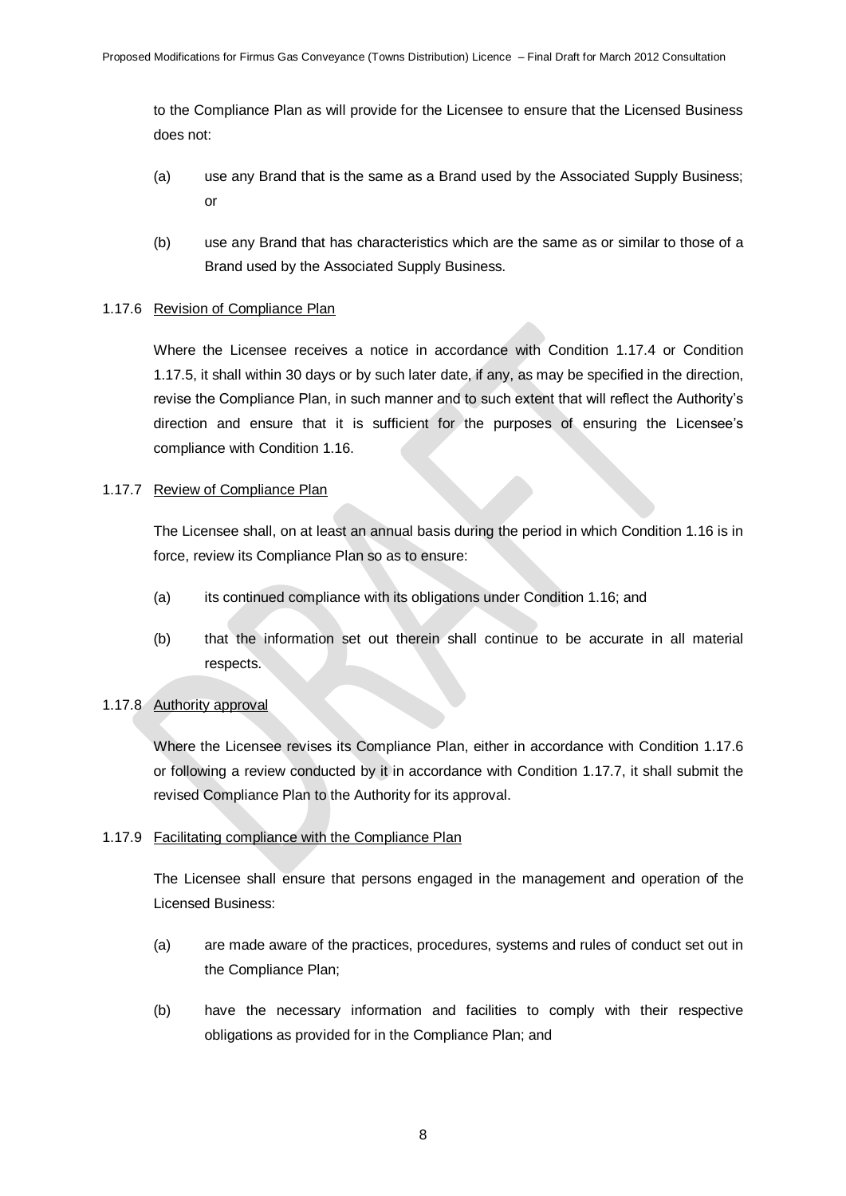to the Compliance Plan as will provide for the Licensee to ensure that the Licensed Business does not:

(a) use any Brand that is the same as a Brand used by the Associated Supply Business; or

(b) use any Brand that has characteristics which are the same as or similar to those of a Brand used by the Associated Supply Business.

1.17.6 Revision of Compliance Plan

Where the Licensee receives a notice in accordance with Condition 1.17.4 or Condition 1.17.5, it shall within 30 days or by such later date, if any, as may be specified in the direction, revise the Compliance Plan, in such manner and to such extent that will reflect the Authority's direction and ensure that it is sufficient for the purposes of ensuring the Licensee's compliance with Condition 1.16.

1.17.7 Review of Compliance Plan

The Licensee shall, on at least an annual basis during the period in which Condition 1.16 is in force, review its Compliance Plan so as to ensure:

(a) its continued compliance with its obligations under Condition 1.16; and

(b) that the information set out therein shall continue to be accurate in all material respects.

1.17.8 Authority approval

Where the Licensee revises its Compliance Plan, either in accordance with Condition 1.17.6 or following a review conducted by it in accordance with Condition 1.17.7, it shall submit the revised Compliance Plan to the Authority for its approval.

1.17.9 Facilitating compliance with the Compliance Plan

The Licensee shall ensure that persons engaged in the management and operation of the Licensed Business:

(a) are made aware of the practices, procedures, systems and rules of conduct set out in the Compliance Plan;

(b) have the necessary information and facilities to comply with their respective obligations as provided for in the Compliance Plan; and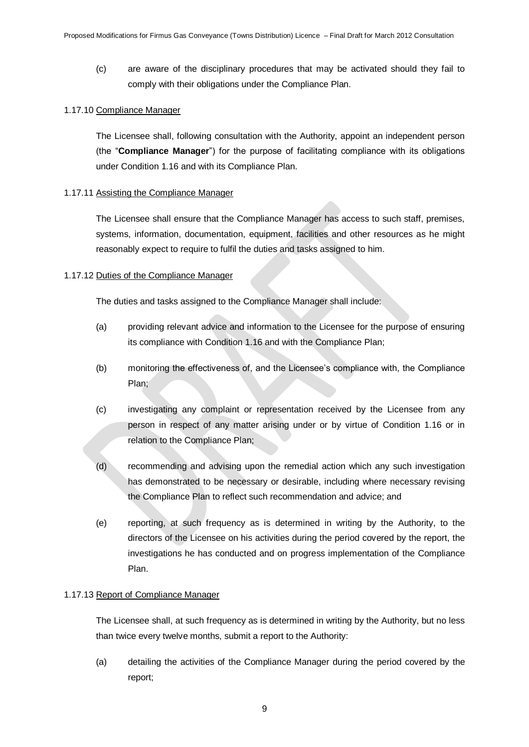(c) are aware of the disciplinary procedures that may be activated should they fail to comply with their obligations under the Compliance Plan.

1.17.10 Compliance Manager

The Licensee shall, following consultation with the Authority, appoint an independent person (the "**Compliance Manager**") for the purpose of facilitating compliance with its obligations under Condition 1.16 and with its Compliance Plan.

1.17.11 Assisting the Compliance Manager

The Licensee shall ensure that the Compliance Manager has access to such staff, premises, systems, information, documentation, equipment, facilities and other resources as he might reasonably expect to require to fulfil the duties and tasks assigned to him.

1.17.12 Duties of the Compliance Manager

The duties and tasks assigned to the Compliance Manager shall include:

(a) providing relevant advice and information to the Licensee for the purpose of ensuring its compliance with Condition 1.16 and with the Compliance Plan;

(b) monitoring the effectiveness of, and the Licensee's compliance with, the Compliance Plan;

(c) investigating any complaint or representation received by the Licensee from any person in respect of any matter arising under or by virtue of Condition 1.16 or in relation to the Compliance Plan;

(d) recommending and advising upon the remedial action which any such investigation has demonstrated to be necessary or desirable, including where necessary revising the Compliance Plan to reflect such recommendation and advice; and

(e) reporting, at such frequency as is determined in writing by the Authority, to the directors of the Licensee on his activities during the period covered by the report, the investigations he has conducted and on progress implementation of the Compliance Plan.

1.17.13 Report of Compliance Manager

The Licensee shall, at such frequency as is determined in writing by the Authority, but no less than twice every twelve months, submit a report to the Authority:

(a) detailing the activities of the Compliance Manager during the period covered by the report;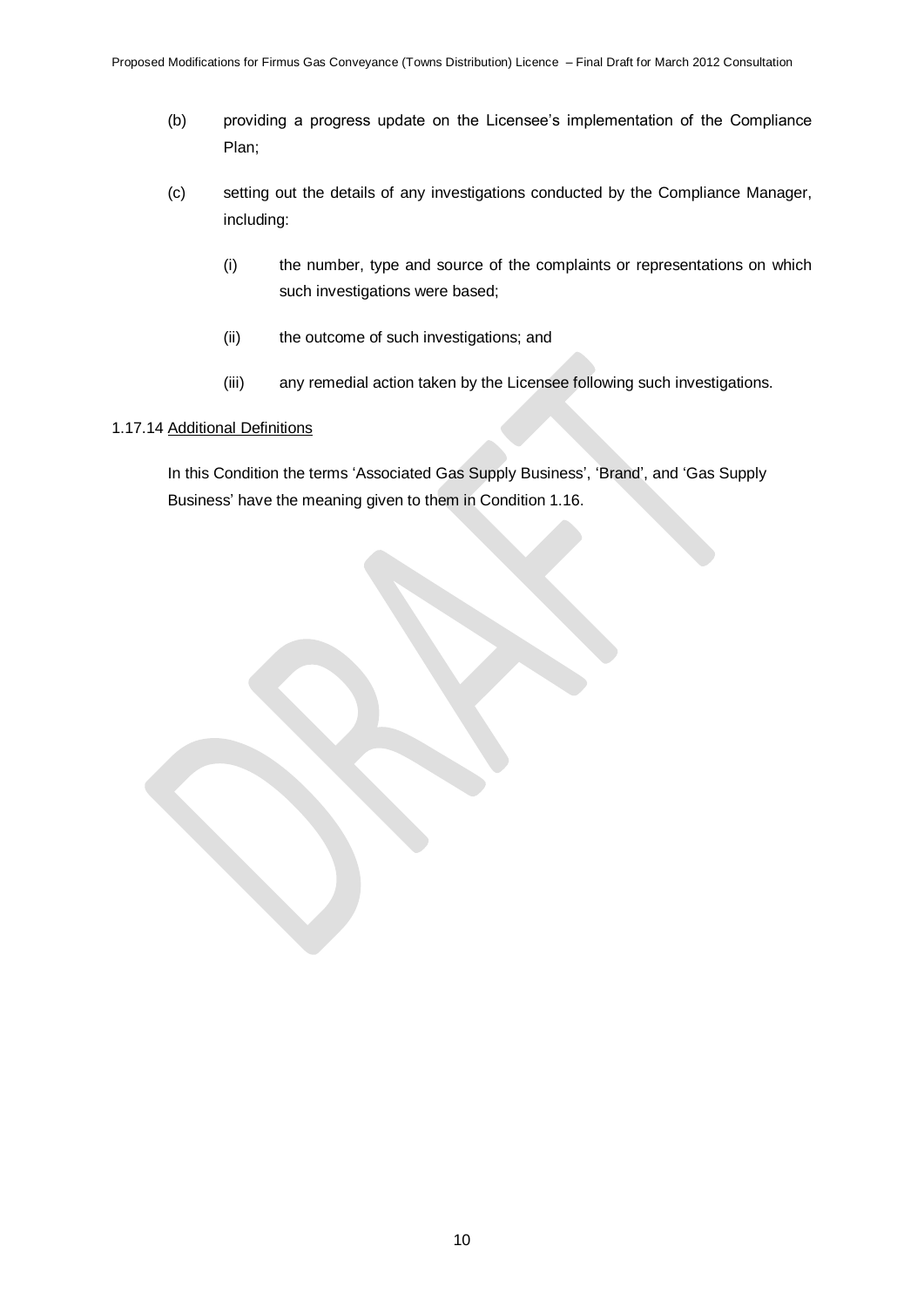(b) providing a progress update on the Licensee's implementation of the Compliance Plan;

(c) setting out the details of any investigations conducted by the Compliance Manager, including:

(i) the number, type and source of the complaints or representations on which such investigations were based;

(ii) the outcome of such investigations; and

(iii) any remedial action taken by the Licensee following such investigations.

1.17.14 Additional Definitions

In this Condition the terms 'Associated Gas Supply Business', 'Brand', and 'Gas Supply Business' have the meaning given to them in Condition 1.16.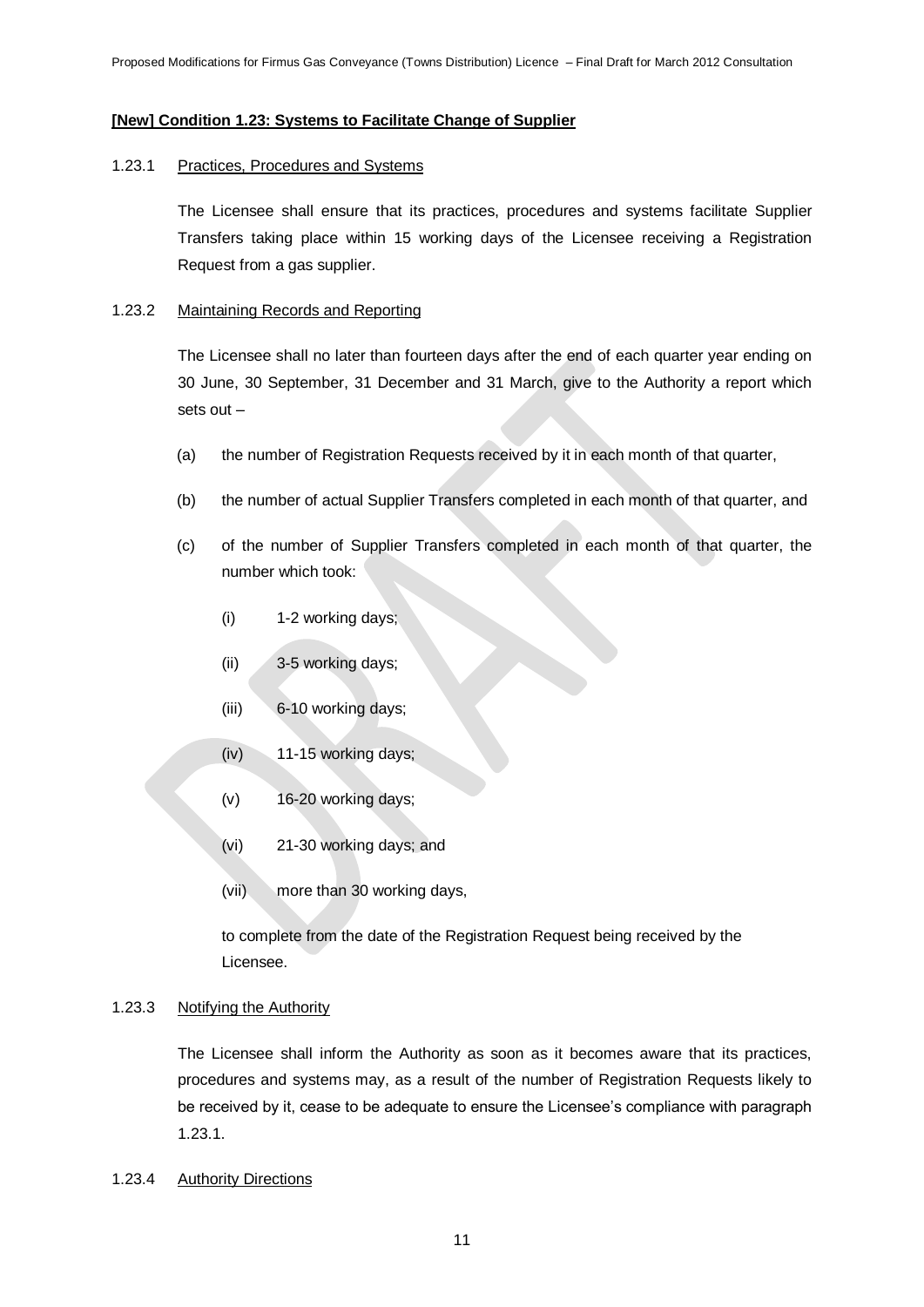**[New] Condition 1.23: Systems to Facilitate Change of Supplier**

1.23.1 Practices, Procedures and Systems

The Licensee shall ensure that its practices, procedures and systems facilitate Supplier Transfers taking place within 15 working days of the Licensee receiving a Registration Request from a gas supplier.

1.23.2 Maintaining Records and Reporting

The Licensee shall no later than fourteen days after the end of each quarter year ending on 30 June, 30 September, 31 December and 31 March, give to the Authority a report which sets out –

(a) the number of Registration Requests received by it in each month of that quarter,

(b) the number of actual Supplier Transfers completed in each month of that quarter, and

(c) of the number of Supplier Transfers completed in each month of that quarter, the number which took:

(i) 1-2 working days;

(ii) 3-5 working days;

(iii) 6-10 working days;

(iv) 11-15 working days;

(v) 16-20 working days;

(vi) 21-30 working days; and

(vii) more than 30 working days,

to complete from the date of the Registration Request being received by the Licensee.

1.23.3 Notifying the Authority

The Licensee shall inform the Authority as soon as it becomes aware that its practices, procedures and systems may, as a result of the number of Registration Requests likely to be received by it, cease to be adequate to ensure the Licensee's compliance with paragraph 1.23.1.

1.23.4 Authority Directions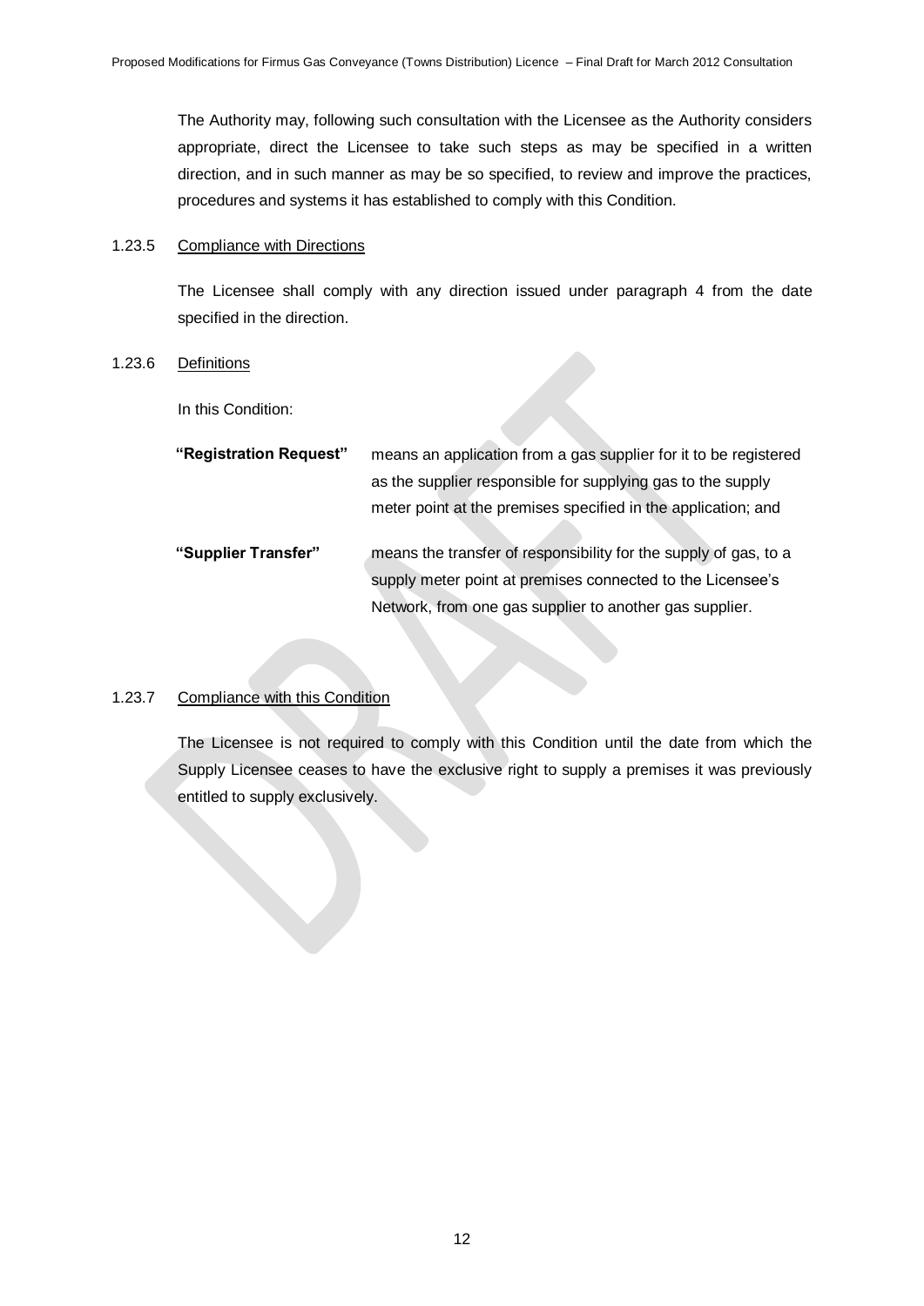The Authority may, following such consultation with the Licensee as the Authority considers appropriate, direct the Licensee to take such steps as may be specified in a written direction, and in such manner as may be so specified, to review and improve the practices, procedures and systems it has established to comply with this Condition.

1.23.5 Compliance with Directions

The Licensee shall comply with any direction issued under paragraph 4 from the date specified in the direction.

1.23.6 Definitions

In this Condition:

| | |
|---|---|
| **"Registration Request"** | means an application from a gas supplier for it to be registered as the supplier responsible for supplying gas to the supply meter point at the premises specified in the application; and |
| **"Supplier Transfer"** | means the transfer of responsibility for the supply of gas, to a supply meter point at premises connected to the Licensee's Network, from one gas supplier to another gas supplier. |

1.23.7 Compliance with this Condition

The Licensee is not required to comply with this Condition until the date from which the Supply Licensee ceases to have the exclusive right to supply a premises it was previously entitled to supply exclusively.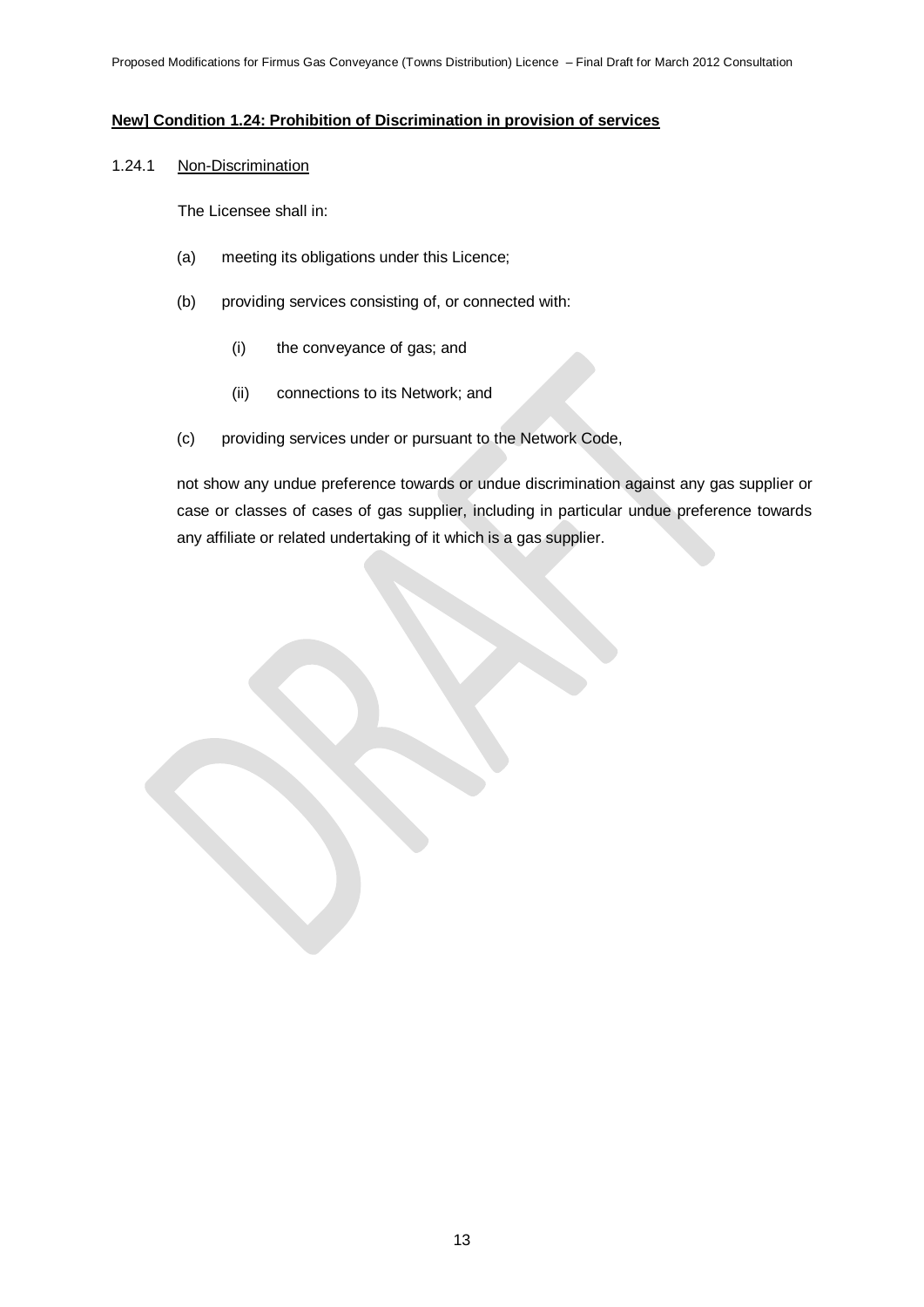**New] Condition 1.24: Prohibition of Discrimination in provision of services**

1.24.1 Non-Discrimination

The Licensee shall in:

(a) meeting its obligations under this Licence;

(b) providing services consisting of, or connected with:

(i) the conveyance of gas; and

(ii) connections to its Network; and

(c) providing services under or pursuant to the Network Code,

not show any undue preference towards or undue discrimination against any gas supplier or case or classes of cases of gas supplier, including in particular undue preference towards any affiliate or related undertaking of it which is a gas supplier.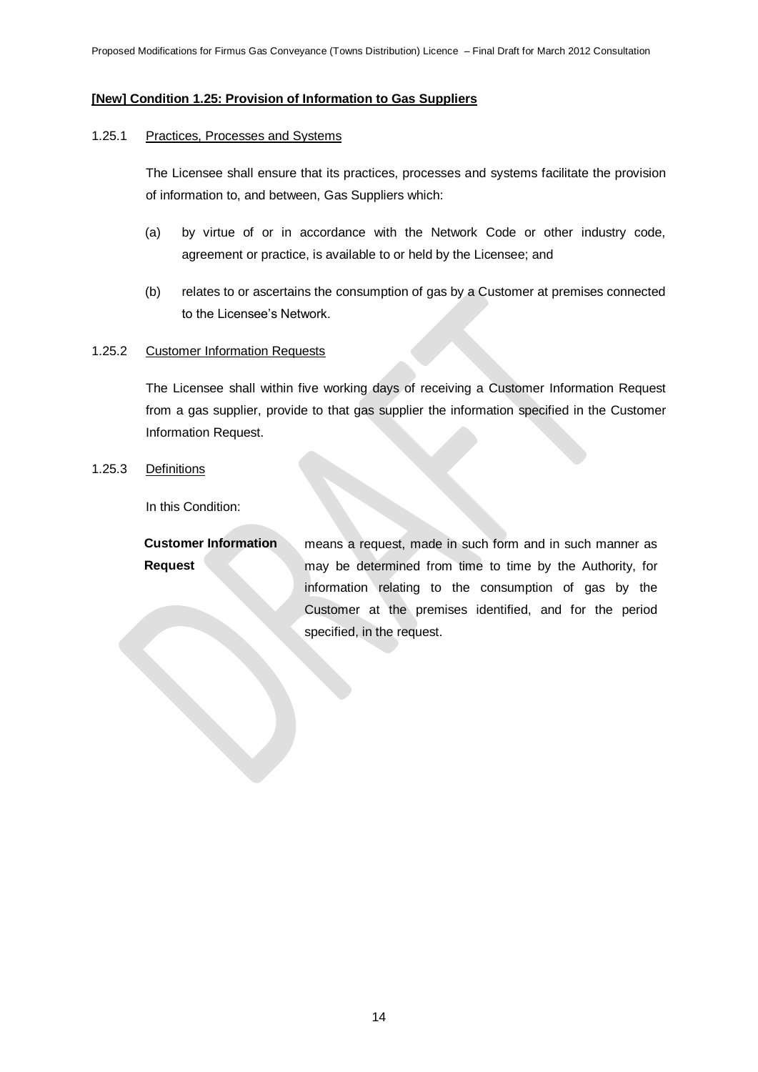**[New] Condition 1.25: Provision of Information to Gas Suppliers**

1.25.1 Practices, Processes and Systems

The Licensee shall ensure that its practices, processes and systems facilitate the provision of information to, and between, Gas Suppliers which:

(a) by virtue of or in accordance with the Network Code or other industry code, agreement or practice, is available to or held by the Licensee; and

(b) relates to or ascertains the consumption of gas by a Customer at premises connected to the Licensee's Network.

1.25.2 Customer Information Requests

The Licensee shall within five working days of receiving a Customer Information Request from a gas supplier, provide to that gas supplier the information specified in the Customer Information Request.

1.25.3 Definitions

In this Condition:

| | |
|---|---|
| **Customer Information Request** | means a request, made in such form and in such manner as may be determined from time to time by the Authority, for information relating to the consumption of gas by the Customer at the premises identified, and for the period specified, in the request. |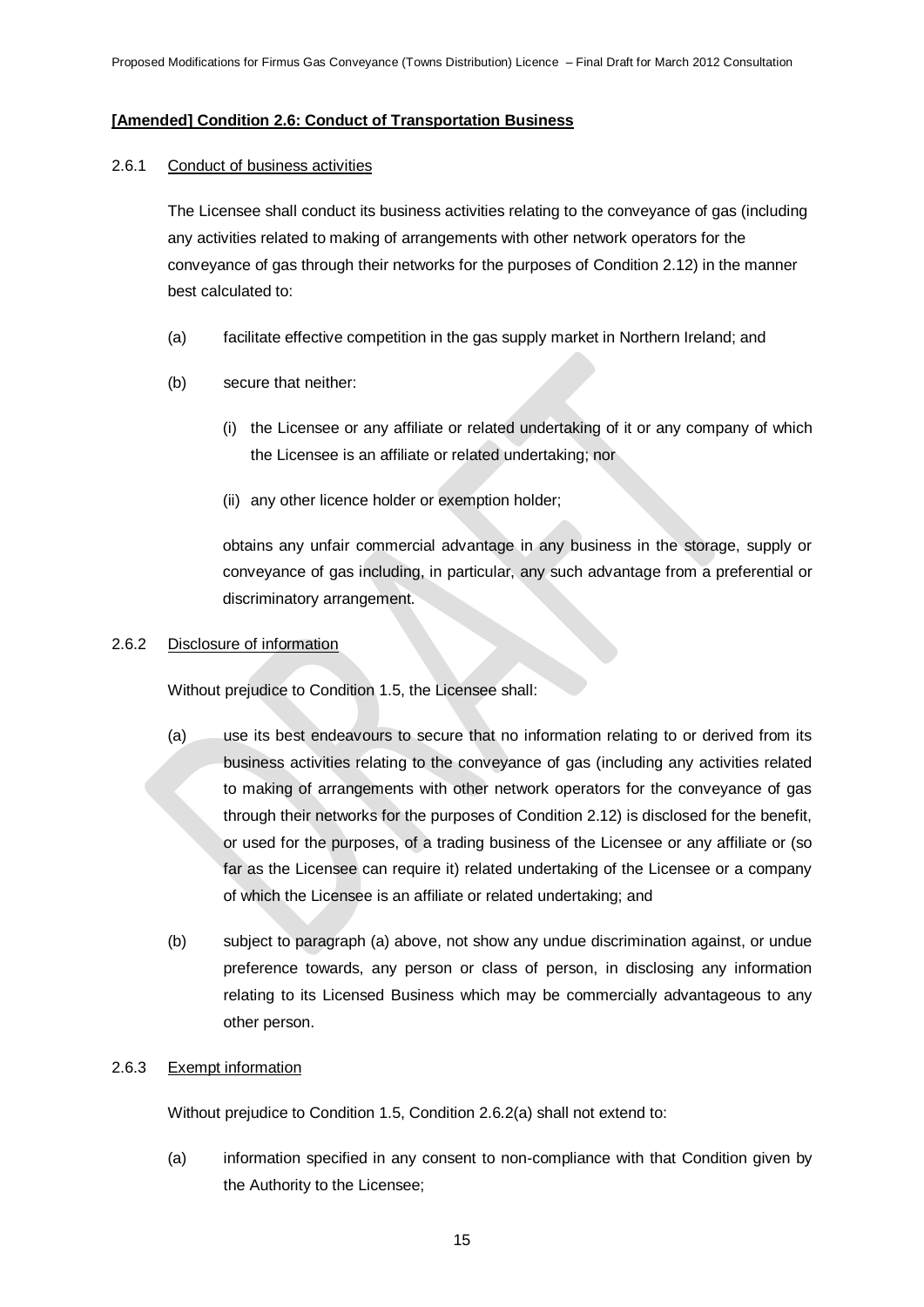**[Amended] Condition 2.6: Conduct of Transportation Business**

2.6.1 Conduct of business activities

The Licensee shall conduct its business activities relating to the conveyance of gas (including any activities related to making of arrangements with other network operators for the conveyance of gas through their networks for the purposes of Condition 2.12) in the manner best calculated to:

(a) facilitate effective competition in the gas supply market in Northern Ireland; and

(b) secure that neither:

(i) the Licensee or any affiliate or related undertaking of it or any company of which the Licensee is an affiliate or related undertaking; nor

(ii) any other licence holder or exemption holder;

obtains any unfair commercial advantage in any business in the storage, supply or conveyance of gas including, in particular, any such advantage from a preferential or discriminatory arrangement.

2.6.2 Disclosure of information

Without prejudice to Condition 1.5, the Licensee shall:

(a) use its best endeavours to secure that no information relating to or derived from its business activities relating to the conveyance of gas (including any activities related to making of arrangements with other network operators for the conveyance of gas through their networks for the purposes of Condition 2.12) is disclosed for the benefit, or used for the purposes, of a trading business of the Licensee or any affiliate or (so far as the Licensee can require it) related undertaking of the Licensee or a company of which the Licensee is an affiliate or related undertaking; and

(b) subject to paragraph (a) above, not show any undue discrimination against, or undue preference towards, any person or class of person, in disclosing any information relating to its Licensed Business which may be commercially advantageous to any other person.

2.6.3 Exempt information

Without prejudice to Condition 1.5, Condition 2.6.2(a) shall not extend to:

(a) information specified in any consent to non-compliance with that Condition given by the Authority to the Licensee;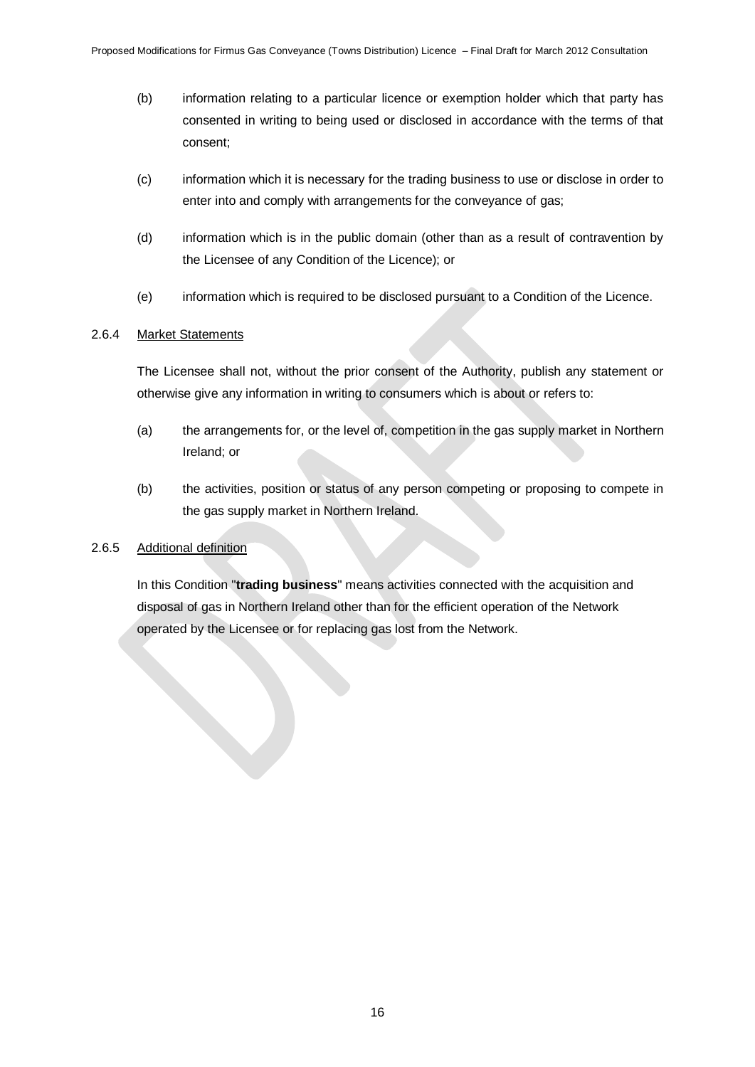(b) information relating to a particular licence or exemption holder which that party has consented in writing to being used or disclosed in accordance with the terms of that consent;

(c) information which it is necessary for the trading business to use or disclose in order to enter into and comply with arrangements for the conveyance of gas;

(d) information which is in the public domain (other than as a result of contravention by the Licensee of any Condition of the Licence); or

(e) information which is required to be disclosed pursuant to a Condition of the Licence.

2.6.4 <u>Market Statements</u>

The Licensee shall not, without the prior consent of the Authority, publish any statement or otherwise give any information in writing to consumers which is about or refers to:

(a) the arrangements for, or the level of, competition in the gas supply market in Northern Ireland; or

(b) the activities, position or status of any person competing or proposing to compete in the gas supply market in Northern Ireland.

2.6.5 <u>Additional definition</u>

In this Condition "**trading business**" means activities connected with the acquisition and disposal of gas in Northern Ireland other than for the efficient operation of the Network operated by the Licensee or for replacing gas lost from the Network.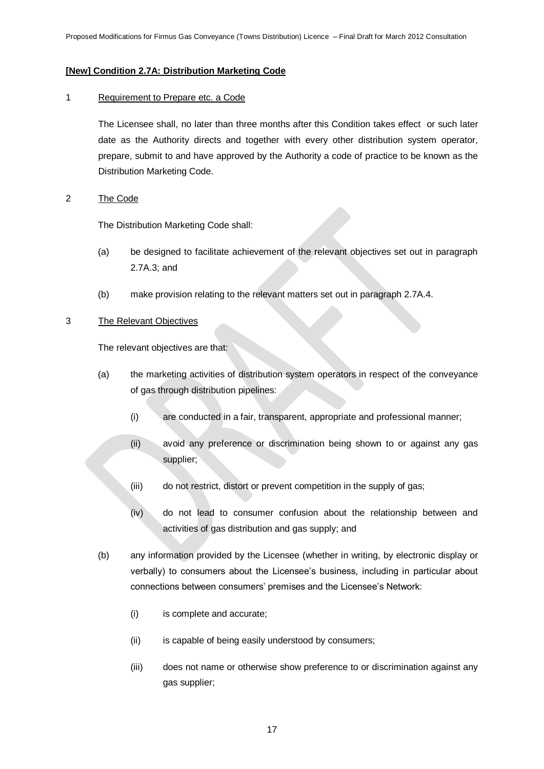**[New] Condition 2.7A: Distribution Marketing Code**

1 Requirement to Prepare etc. a Code

The Licensee shall, no later than three months after this Condition takes effect or such later date as the Authority directs and together with every other distribution system operator, prepare, submit to and have approved by the Authority a code of practice to be known as the Distribution Marketing Code.

2 The Code

The Distribution Marketing Code shall:

(a) be designed to facilitate achievement of the relevant objectives set out in paragraph 2.7A.3; and

(b) make provision relating to the relevant matters set out in paragraph 2.7A.4.

3 The Relevant Objectives

The relevant objectives are that:

(a) the marketing activities of distribution system operators in respect of the conveyance of gas through distribution pipelines:

  (i) are conducted in a fair, transparent, appropriate and professional manner;

  (ii) avoid any preference or discrimination being shown to or against any gas supplier;

  (iii) do not restrict, distort or prevent competition in the supply of gas;

  (iv) do not lead to consumer confusion about the relationship between and activities of gas distribution and gas supply; and

(b) any information provided by the Licensee (whether in writing, by electronic display or verbally) to consumers about the Licensee's business, including in particular about connections between consumers' premises and the Licensee's Network:

  (i) is complete and accurate;

  (ii) is capable of being easily understood by consumers;

  (iii) does not name or otherwise show preference to or discrimination against any gas supplier;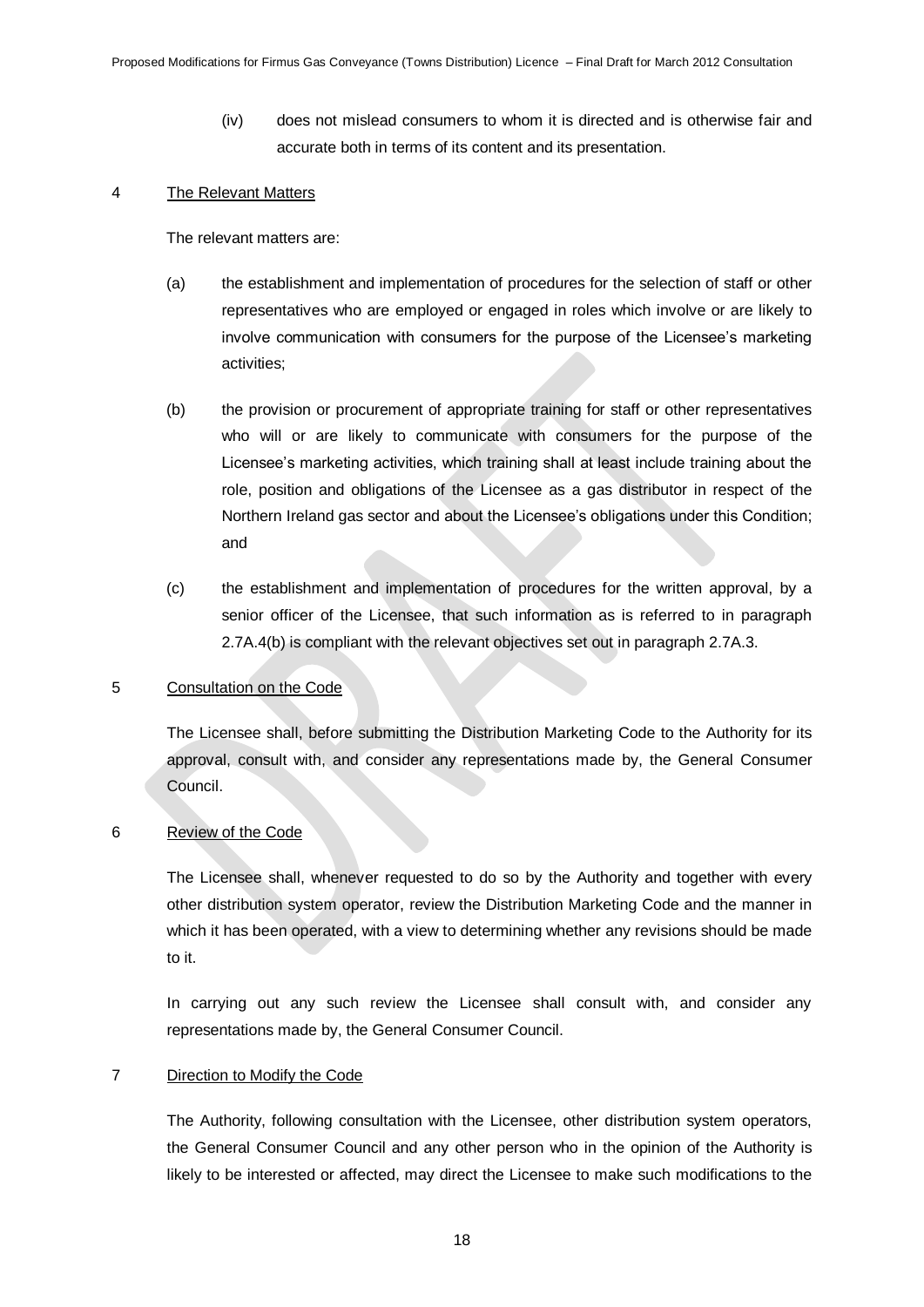(iv) does not mislead consumers to whom it is directed and is otherwise fair and accurate both in terms of its content and its presentation.

4 The Relevant Matters

The relevant matters are:

(a) the establishment and implementation of procedures for the selection of staff or other representatives who are employed or engaged in roles which involve or are likely to involve communication with consumers for the purpose of the Licensee's marketing activities;

(b) the provision or procurement of appropriate training for staff or other representatives who will or are likely to communicate with consumers for the purpose of the Licensee's marketing activities, which training shall at least include training about the role, position and obligations of the Licensee as a gas distributor in respect of the Northern Ireland gas sector and about the Licensee's obligations under this Condition; and

(c) the establishment and implementation of procedures for the written approval, by a senior officer of the Licensee, that such information as is referred to in paragraph 2.7A.4(b) is compliant with the relevant objectives set out in paragraph 2.7A.3.

5 Consultation on the Code

The Licensee shall, before submitting the Distribution Marketing Code to the Authority for its approval, consult with, and consider any representations made by, the General Consumer Council.

6 Review of the Code

The Licensee shall, whenever requested to do so by the Authority and together with every other distribution system operator, review the Distribution Marketing Code and the manner in which it has been operated, with a view to determining whether any revisions should be made to it.

In carrying out any such review the Licensee shall consult with, and consider any representations made by, the General Consumer Council.

7 Direction to Modify the Code

The Authority, following consultation with the Licensee, other distribution system operators, the General Consumer Council and any other person who in the opinion of the Authority is likely to be interested or affected, may direct the Licensee to make such modifications to the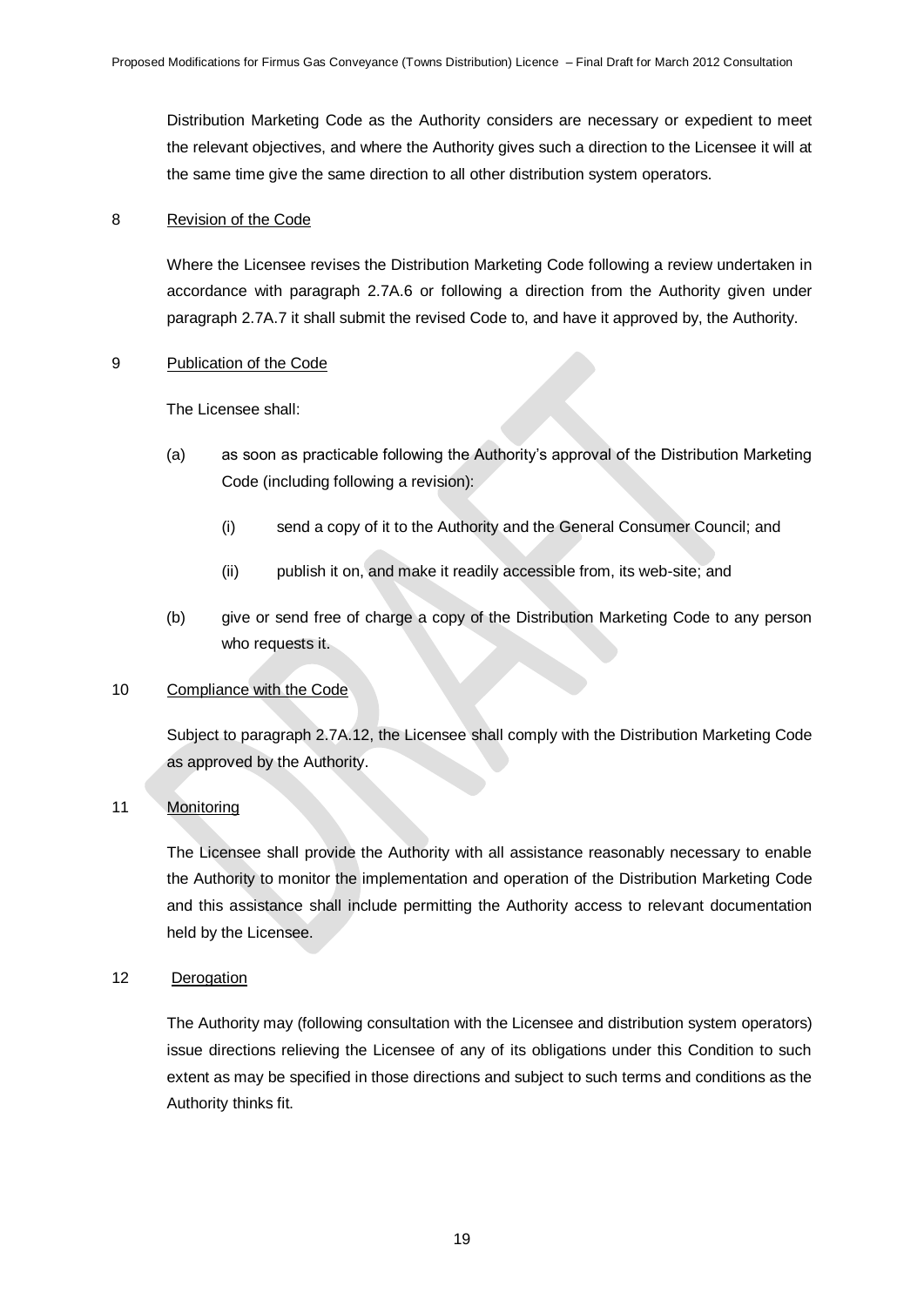Distribution Marketing Code as the Authority considers are necessary or expedient to meet the relevant objectives, and where the Authority gives such a direction to the Licensee it will at the same time give the same direction to all other distribution system operators.

8 Revision of the Code

Where the Licensee revises the Distribution Marketing Code following a review undertaken in accordance with paragraph 2.7A.6 or following a direction from the Authority given under paragraph 2.7A.7 it shall submit the revised Code to, and have it approved by, the Authority.

9 Publication of the Code

The Licensee shall:

(a) as soon as practicable following the Authority's approval of the Distribution Marketing Code (including following a revision):

  (i) send a copy of it to the Authority and the General Consumer Council; and

  (ii) publish it on, and make it readily accessible from, its web-site; and

(b) give or send free of charge a copy of the Distribution Marketing Code to any person who requests it.

10 Compliance with the Code

Subject to paragraph 2.7A.12, the Licensee shall comply with the Distribution Marketing Code as approved by the Authority.

11 Monitoring

The Licensee shall provide the Authority with all assistance reasonably necessary to enable the Authority to monitor the implementation and operation of the Distribution Marketing Code and this assistance shall include permitting the Authority access to relevant documentation held by the Licensee.

12 Derogation

The Authority may (following consultation with the Licensee and distribution system operators) issue directions relieving the Licensee of any of its obligations under this Condition to such extent as may be specified in those directions and subject to such terms and conditions as the Authority thinks fit.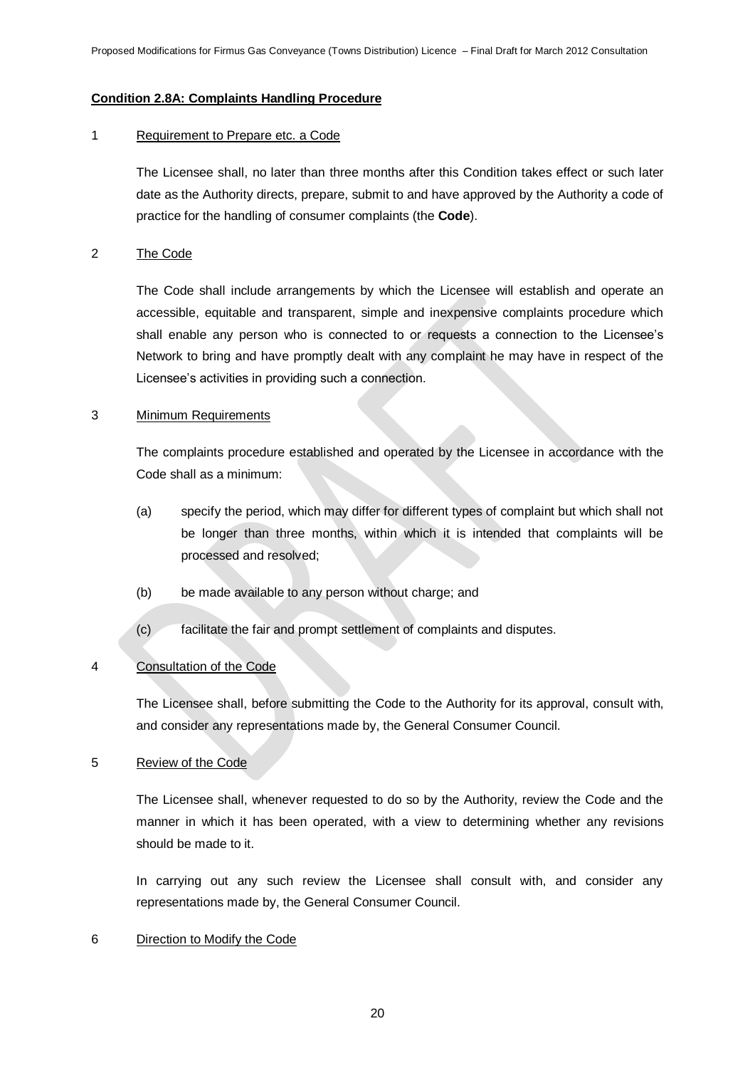**Condition 2.8A: Complaints Handling Procedure**

1 Requirement to Prepare etc. a Code

The Licensee shall, no later than three months after this Condition takes effect or such later date as the Authority directs, prepare, submit to and have approved by the Authority a code of practice for the handling of consumer complaints (the **Code**).

2 The Code

The Code shall include arrangements by which the Licensee will establish and operate an accessible, equitable and transparent, simple and inexpensive complaints procedure which shall enable any person who is connected to or requests a connection to the Licensee's Network to bring and have promptly dealt with any complaint he may have in respect of the Licensee's activities in providing such a connection.

3 Minimum Requirements

The complaints procedure established and operated by the Licensee in accordance with the Code shall as a minimum:

(a) specify the period, which may differ for different types of complaint but which shall not be longer than three months, within which it is intended that complaints will be processed and resolved;

(b) be made available to any person without charge; and

(c) facilitate the fair and prompt settlement of complaints and disputes.

4 Consultation of the Code

The Licensee shall, before submitting the Code to the Authority for its approval, consult with, and consider any representations made by, the General Consumer Council.

5 Review of the Code

The Licensee shall, whenever requested to do so by the Authority, review the Code and the manner in which it has been operated, with a view to determining whether any revisions should be made to it.

In carrying out any such review the Licensee shall consult with, and consider any representations made by, the General Consumer Council.

6 Direction to Modify the Code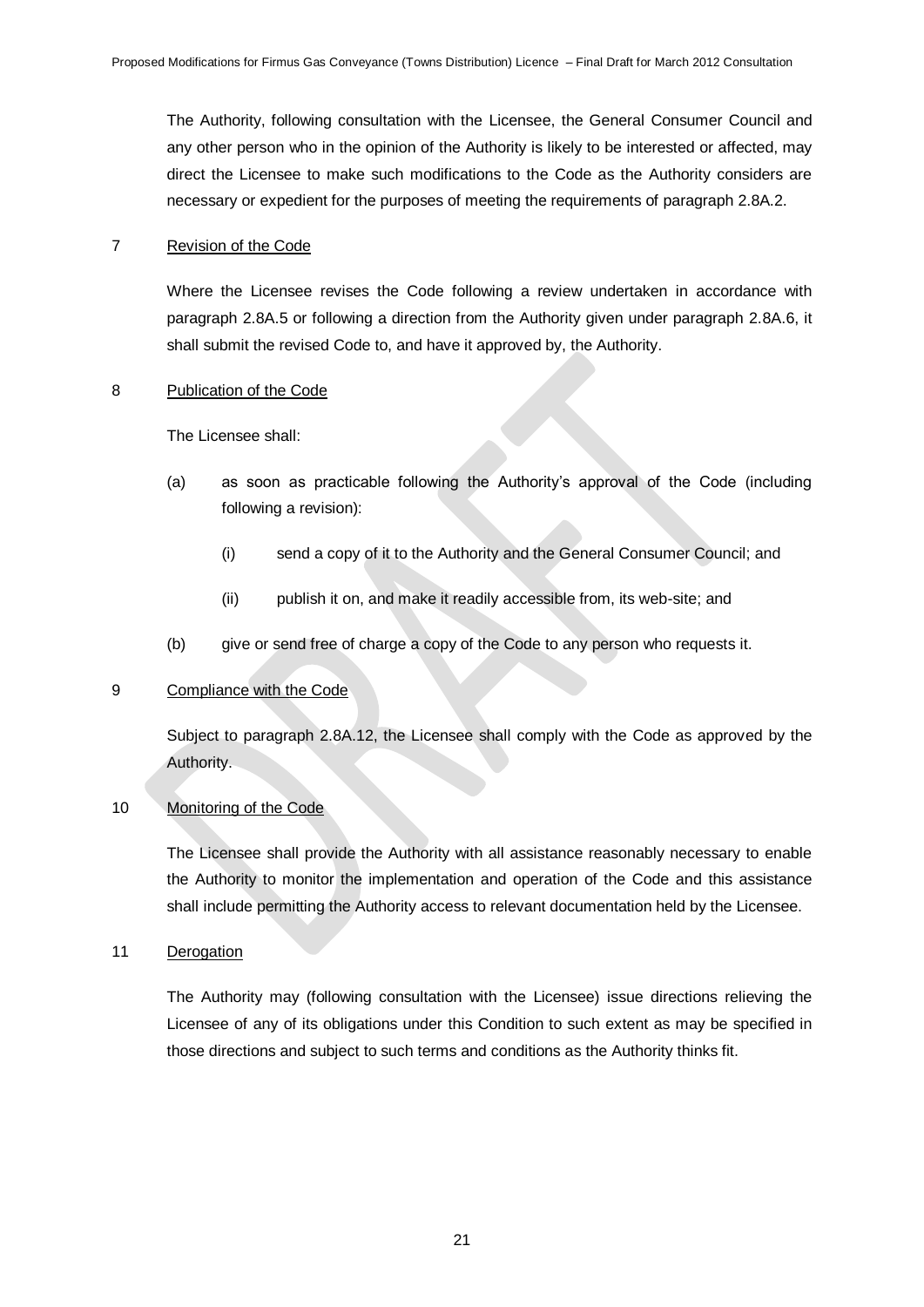The Authority, following consultation with the Licensee, the General Consumer Council and any other person who in the opinion of the Authority is likely to be interested or affected, may direct the Licensee to make such modifications to the Code as the Authority considers are necessary or expedient for the purposes of meeting the requirements of paragraph 2.8A.2.

7 Revision of the Code

Where the Licensee revises the Code following a review undertaken in accordance with paragraph 2.8A.5 or following a direction from the Authority given under paragraph 2.8A.6, it shall submit the revised Code to, and have it approved by, the Authority.

8 Publication of the Code

The Licensee shall:

(a) as soon as practicable following the Authority's approval of the Code (including following a revision):

(i) send a copy of it to the Authority and the General Consumer Council; and

(ii) publish it on, and make it readily accessible from, its web-site; and

(b) give or send free of charge a copy of the Code to any person who requests it.

9 Compliance with the Code

Subject to paragraph 2.8A.12, the Licensee shall comply with the Code as approved by the Authority.

10 Monitoring of the Code

The Licensee shall provide the Authority with all assistance reasonably necessary to enable the Authority to monitor the implementation and operation of the Code and this assistance shall include permitting the Authority access to relevant documentation held by the Licensee.

11 Derogation

The Authority may (following consultation with the Licensee) issue directions relieving the Licensee of any of its obligations under this Condition to such extent as may be specified in those directions and subject to such terms and conditions as the Authority thinks fit.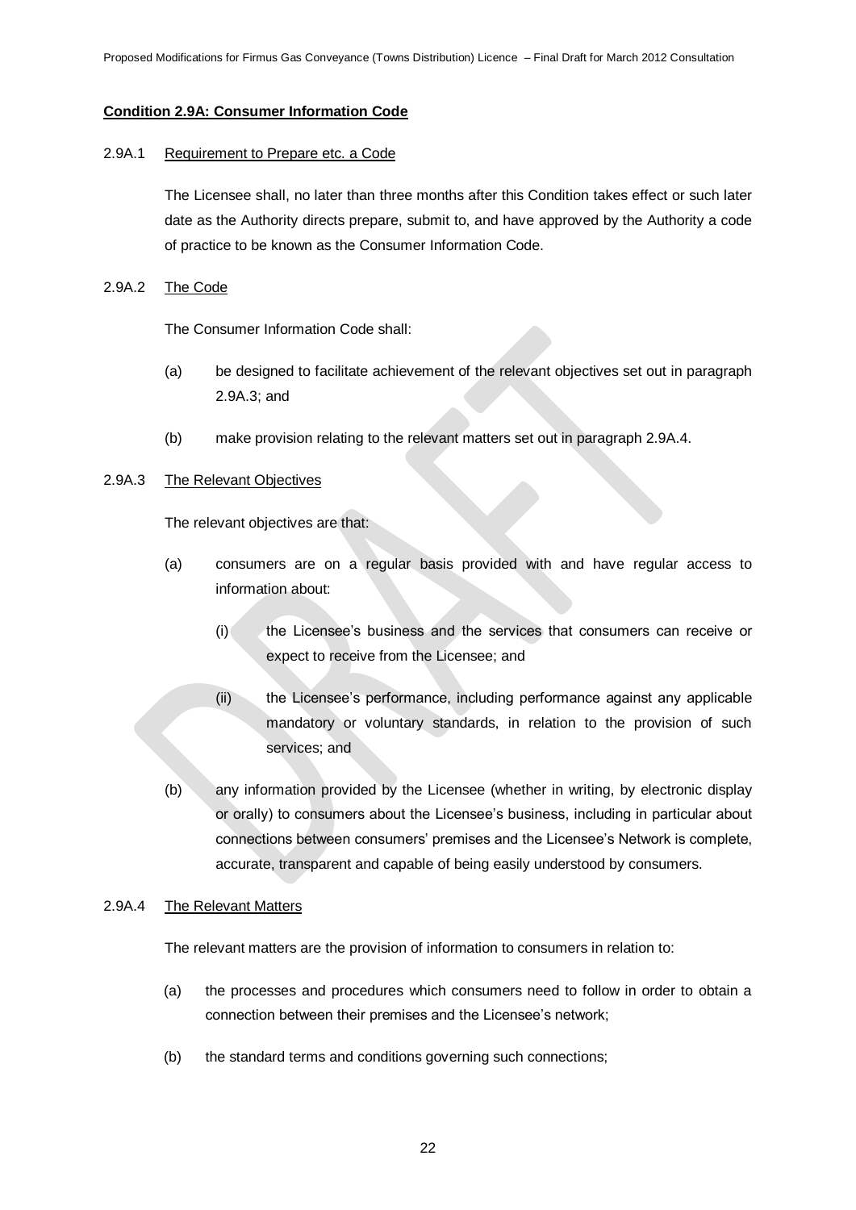**Condition 2.9A: Consumer Information Code**

2.9A.1 Requirement to Prepare etc. a Code

The Licensee shall, no later than three months after this Condition takes effect or such later date as the Authority directs prepare, submit to, and have approved by the Authority a code of practice to be known as the Consumer Information Code.

2.9A.2 The Code

The Consumer Information Code shall:

(a) be designed to facilitate achievement of the relevant objectives set out in paragraph 2.9A.3; and

(b) make provision relating to the relevant matters set out in paragraph 2.9A.4.

2.9A.3 The Relevant Objectives

The relevant objectives are that:

(a) consumers are on a regular basis provided with and have regular access to information about:

(i) the Licensee's business and the services that consumers can receive or expect to receive from the Licensee; and

(ii) the Licensee's performance, including performance against any applicable mandatory or voluntary standards, in relation to the provision of such services; and

(b) any information provided by the Licensee (whether in writing, by electronic display or orally) to consumers about the Licensee's business, including in particular about connections between consumers' premises and the Licensee's Network is complete, accurate, transparent and capable of being easily understood by consumers.

2.9A.4 The Relevant Matters

The relevant matters are the provision of information to consumers in relation to:

(a) the processes and procedures which consumers need to follow in order to obtain a connection between their premises and the Licensee's network;

(b) the standard terms and conditions governing such connections;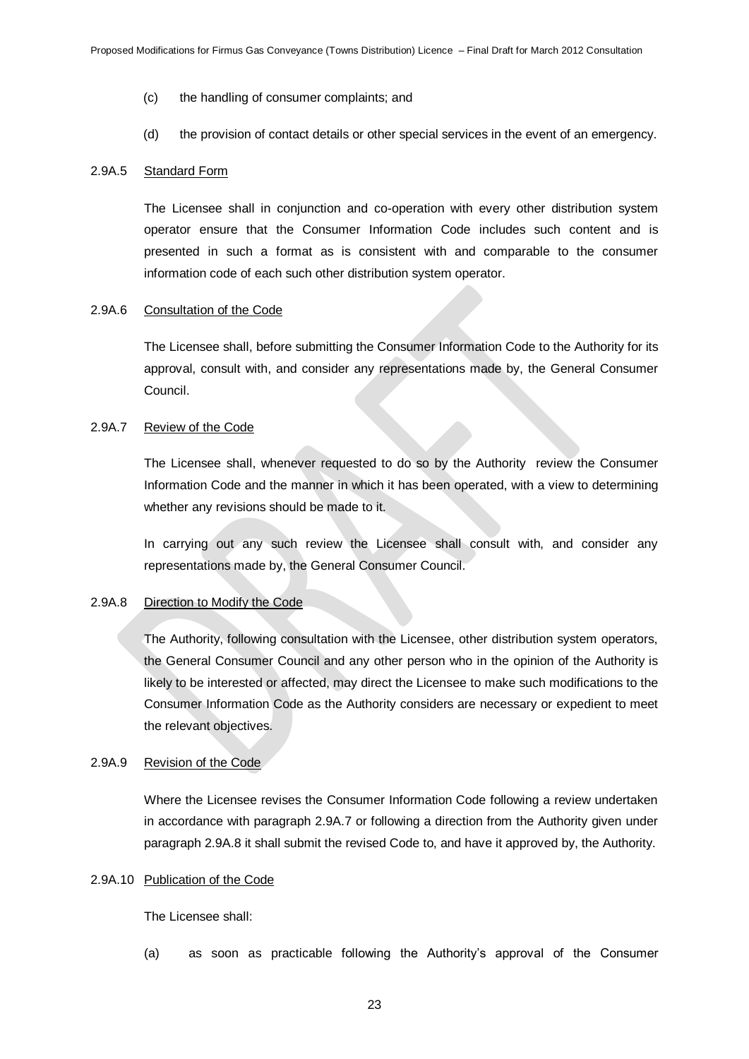(c) the handling of consumer complaints; and

(d) the provision of contact details or other special services in the event of an emergency.

2.9A.5 <u>Standard Form</u>

The Licensee shall in conjunction and co-operation with every other distribution system operator ensure that the Consumer Information Code includes such content and is presented in such a format as is consistent with and comparable to the consumer information code of each such other distribution system operator.

2.9A.6 <u>Consultation of the Code</u>

The Licensee shall, before submitting the Consumer Information Code to the Authority for its approval, consult with, and consider any representations made by, the General Consumer Council.

2.9A.7 <u>Review of the Code</u>

The Licensee shall, whenever requested to do so by the Authority review the Consumer Information Code and the manner in which it has been operated, with a view to determining whether any revisions should be made to it.

In carrying out any such review the Licensee shall consult with, and consider any representations made by, the General Consumer Council.

2.9A.8 <u>Direction to Modify the Code</u>

The Authority, following consultation with the Licensee, other distribution system operators, the General Consumer Council and any other person who in the opinion of the Authority is likely to be interested or affected, may direct the Licensee to make such modifications to the Consumer Information Code as the Authority considers are necessary or expedient to meet the relevant objectives.

2.9A.9 <u>Revision of the Code</u>

Where the Licensee revises the Consumer Information Code following a review undertaken in accordance with paragraph 2.9A.7 or following a direction from the Authority given under paragraph 2.9A.8 it shall submit the revised Code to, and have it approved by, the Authority.

2.9A.10 <u>Publication of the Code</u>

The Licensee shall:

(a) as soon as practicable following the Authority's approval of the Consumer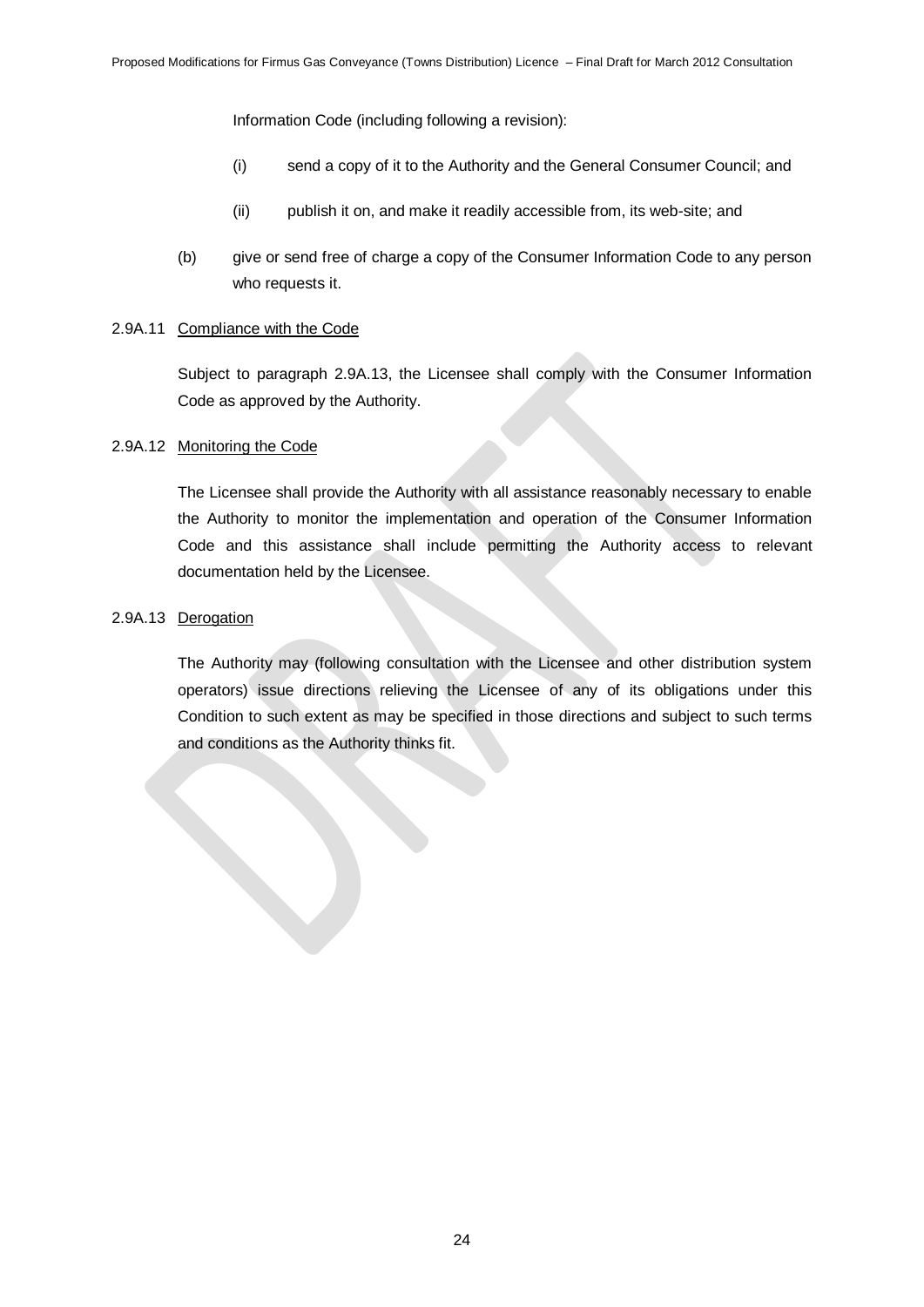Information Code (including following a revision):

(i) send a copy of it to the Authority and the General Consumer Council; and

(ii) publish it on, and make it readily accessible from, its web-site; and

(b) give or send free of charge a copy of the Consumer Information Code to any person who requests it.

2.9A.11 <u>Compliance with the Code</u>

Subject to paragraph 2.9A.13, the Licensee shall comply with the Consumer Information Code as approved by the Authority.

2.9A.12 <u>Monitoring the Code</u>

The Licensee shall provide the Authority with all assistance reasonably necessary to enable the Authority to monitor the implementation and operation of the Consumer Information Code and this assistance shall include permitting the Authority access to relevant documentation held by the Licensee.

2.9A.13 <u>Derogation</u>

The Authority may (following consultation with the Licensee and other distribution system operators) issue directions relieving the Licensee of any of its obligations under this Condition to such extent as may be specified in those directions and subject to such terms and conditions as the Authority thinks fit.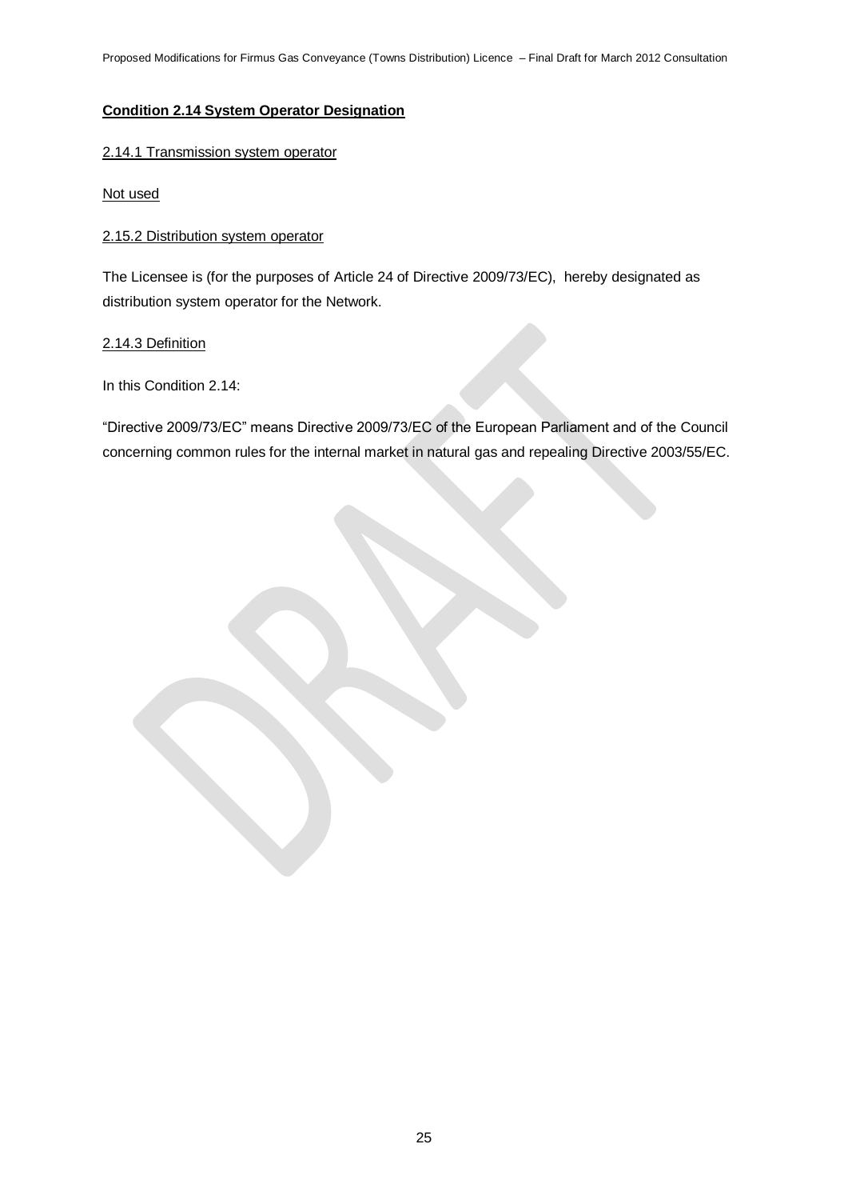**Condition 2.14 System Operator Designation**

2.14.1 Transmission system operator

Not used

2.15.2 Distribution system operator

The Licensee is (for the purposes of Article 24 of Directive 2009/73/EC), hereby designated as distribution system operator for the Network.

2.14.3 Definition

In this Condition 2.14:

“Directive 2009/73/EC” means Directive 2009/73/EC of the European Parliament and of the Council concerning common rules for the internal market in natural gas and repealing Directive 2003/55/EC.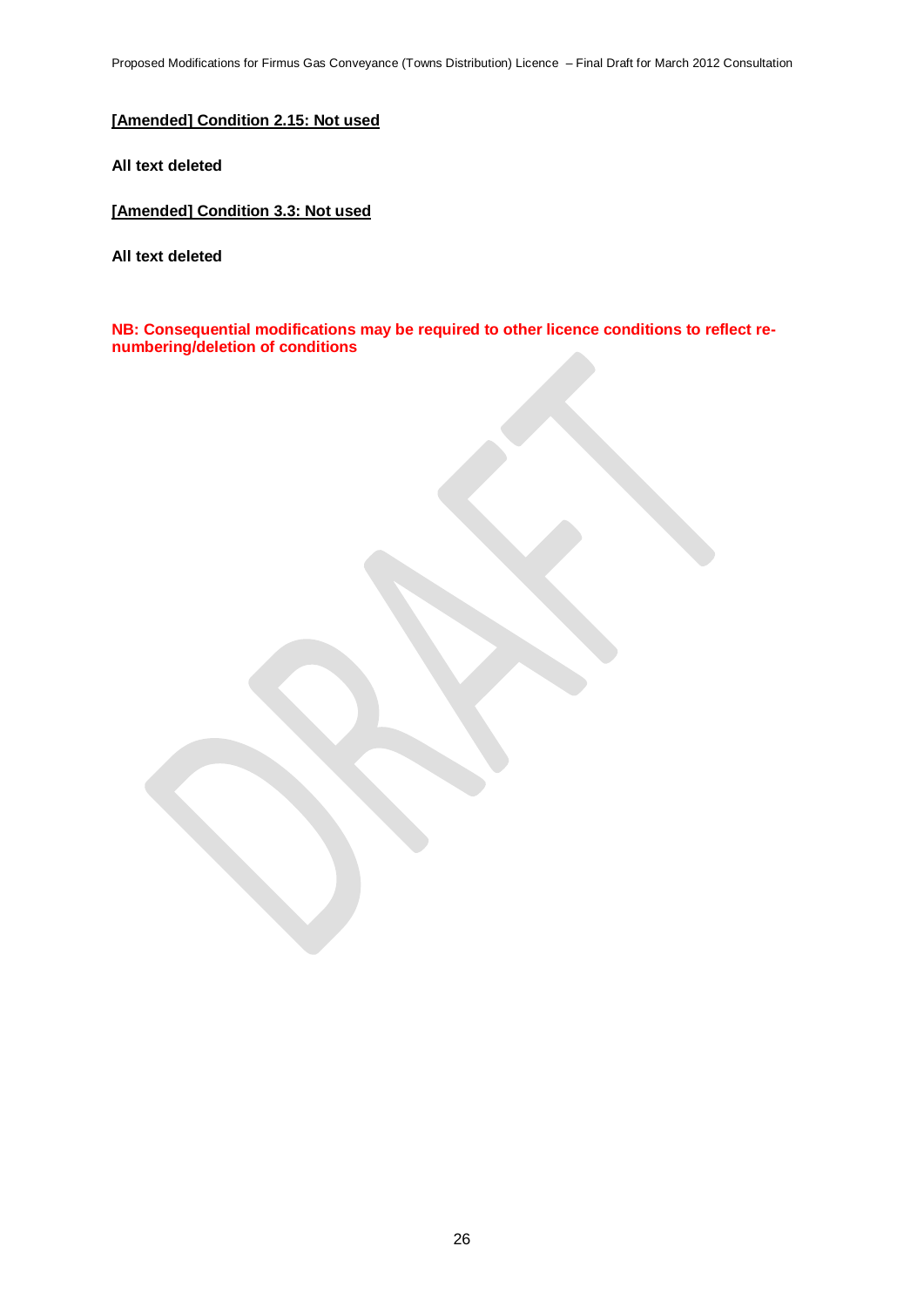**[Amended] Condition 2.15: Not used**

**All text deleted**

**[Amended] Condition 3.3: Not used**

**All text deleted**

**NB: Consequential modifications may be required to other licence conditions to reflect re-numbering/deletion of conditions**